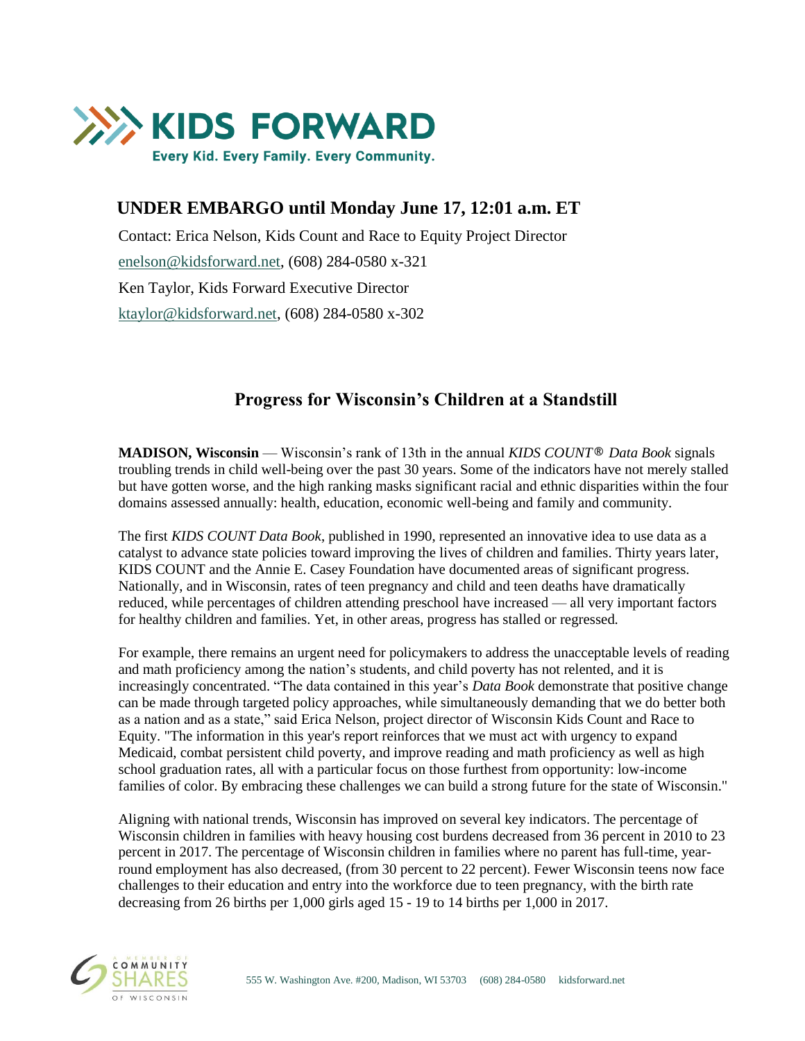**KIDS FORWARD**

Every Kid. Every Family. Every Community.

**UNDER EMBARGO until Monday June 17, 12:01 a.m. ET**

Contact: Erica Nelson, Kids Count and Race to Equity Project Director

enelson@kidsforward.net, (608) 284-0580 x-321

Ken Taylor, Kids Forward Executive Director

ktaylor@kidsforward.net, (608) 284-0580 x-302

# Progress for Wisconsin's Children at a Standstill

**MADISON, Wisconsin** — Wisconsin's rank of 13th in the annual *KIDS COUNT® Data Book* signals troubling trends in child well-being over the past 30 years. Some of the indicators have not merely stalled but have gotten worse, and the high ranking masks significant racial and ethnic disparities within the four domains assessed annually: health, education, economic well-being and family and community.

The first *KIDS COUNT Data Book*, published in 1990, represented an innovative idea to use data as a catalyst to advance state policies toward improving the lives of children and families. Thirty years later, KIDS COUNT and the Annie E. Casey Foundation have documented areas of significant progress. Nationally, and in Wisconsin, rates of teen pregnancy and child and teen deaths have dramatically reduced, while percentages of children attending preschool have increased — all very important factors for healthy children and families. Yet, in other areas, progress has stalled or regressed.

For example, there remains an urgent need for policymakers to address the unacceptable levels of reading and math proficiency among the nation's students, and child poverty has not relented, and it is increasingly concentrated. "The data contained in this year's *Data Book* demonstrate that positive change can be made through targeted policy approaches, while simultaneously demanding that we do better both as a nation and as a state," said Erica Nelson, project director of Wisconsin Kids Count and Race to Equity. "The information in this year's report reinforces that we must act with urgency to expand Medicaid, combat persistent child poverty, and improve reading and math proficiency as well as high school graduation rates, all with a particular focus on those furthest from opportunity: low-income families of color. By embracing these challenges we can build a strong future for the state of Wisconsin."

Aligning with national trends, Wisconsin has improved on several key indicators. The percentage of Wisconsin children in families with heavy housing cost burdens decreased from 36 percent in 2010 to 23 percent in 2017. The percentage of Wisconsin children in families where no parent has full-time, year-round employment has also decreased, (from 30 percent to 22 percent). Fewer Wisconsin teens now face challenges to their education and entry into the workforce due to teen pregnancy, with the birth rate decreasing from 26 births per 1,000 girls aged 15 - 19 to 14 births per 1,000 in 2017.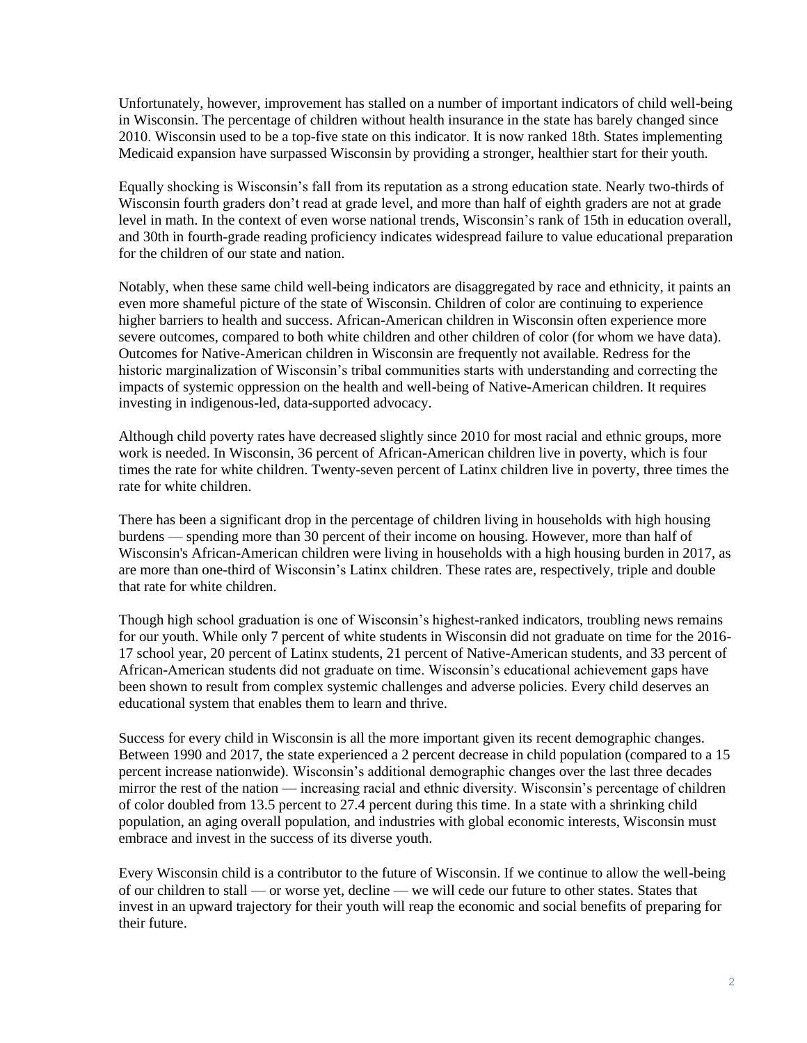Unfortunately, however, improvement has stalled on a number of important indicators of child well-being in Wisconsin. The percentage of children without health insurance in the state has barely changed since 2010. Wisconsin used to be a top-five state on this indicator. It is now ranked 18th. States implementing Medicaid expansion have surpassed Wisconsin by providing a stronger, healthier start for their youth.

Equally shocking is Wisconsin's fall from its reputation as a strong education state. Nearly two-thirds of Wisconsin fourth graders don't read at grade level, and more than half of eighth graders are not at grade level in math. In the context of even worse national trends, Wisconsin's rank of 15th in education overall, and 30th in fourth-grade reading proficiency indicates widespread failure to value educational preparation for the children of our state and nation.

Notably, when these same child well-being indicators are disaggregated by race and ethnicity, it paints an even more shameful picture of the state of Wisconsin. Children of color are continuing to experience higher barriers to health and success. African-American children in Wisconsin often experience more severe outcomes, compared to both white children and other children of color (for whom we have data). Outcomes for Native-American children in Wisconsin are frequently not available. Redress for the historic marginalization of Wisconsin's tribal communities starts with understanding and correcting the impacts of systemic oppression on the health and well-being of Native-American children. It requires investing in indigenous-led, data-supported advocacy.

Although child poverty rates have decreased slightly since 2010 for most racial and ethnic groups, more work is needed. In Wisconsin, 36 percent of African-American children live in poverty, which is four times the rate for white children. Twenty-seven percent of Latinx children live in poverty, three times the rate for white children.

There has been a significant drop in the percentage of children living in households with high housing burdens — spending more than 30 percent of their income on housing. However, more than half of Wisconsin's African-American children were living in households with a high housing burden in 2017, as are more than one-third of Wisconsin's Latinx children. These rates are, respectively, triple and double that rate for white children.

Though high school graduation is one of Wisconsin's highest-ranked indicators, troubling news remains for our youth. While only 7 percent of white students in Wisconsin did not graduate on time for the 2016-17 school year, 20 percent of Latinx students, 21 percent of Native-American students, and 33 percent of African-American students did not graduate on time. Wisconsin's educational achievement gaps have been shown to result from complex systemic challenges and adverse policies. Every child deserves an educational system that enables them to learn and thrive.

Success for every child in Wisconsin is all the more important given its recent demographic changes. Between 1990 and 2017, the state experienced a 2 percent decrease in child population (compared to a 15 percent increase nationwide). Wisconsin's additional demographic changes over the last three decades mirror the rest of the nation — increasing racial and ethnic diversity. Wisconsin's percentage of children of color doubled from 13.5 percent to 27.4 percent during this time. In a state with a shrinking child population, an aging overall population, and industries with global economic interests, Wisconsin must embrace and invest in the success of its diverse youth.

Every Wisconsin child is a contributor to the future of Wisconsin. If we continue to allow the well-being of our children to stall — or worse yet, decline — we will cede our future to other states. States that invest in an upward trajectory for their youth will reap the economic and social benefits of preparing for their future.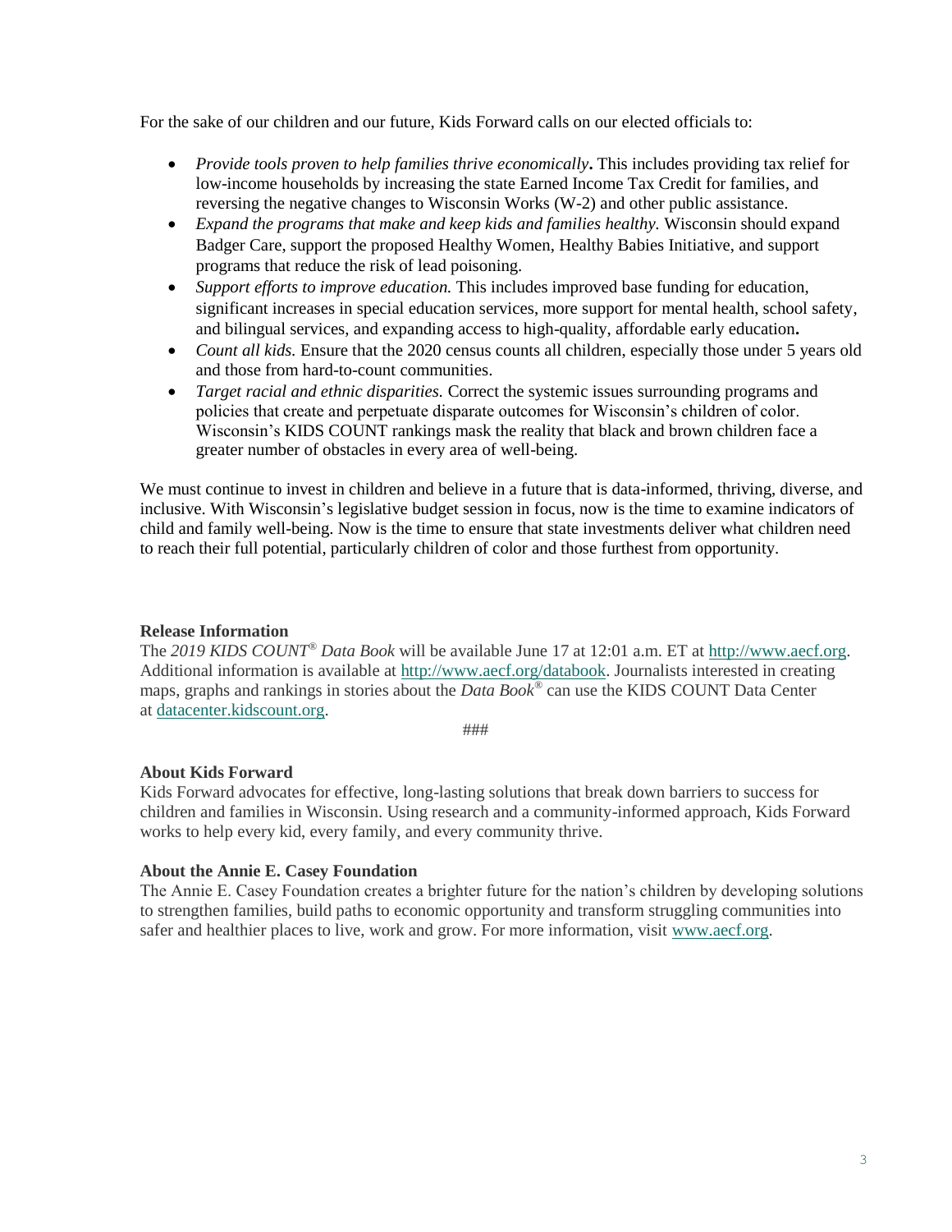For the sake of our children and our future, Kids Forward calls on our elected officials to:

- *Provide tools proven to help families thrive economically***.** This includes providing tax relief for low-income households by increasing the state Earned Income Tax Credit for families, and reversing the negative changes to Wisconsin Works (W-2) and other public assistance.
- *Expand the programs that make and keep kids and families healthy.* Wisconsin should expand Badger Care, support the proposed Healthy Women, Healthy Babies Initiative, and support programs that reduce the risk of lead poisoning.
- *Support efforts to improve education.* This includes improved base funding for education, significant increases in special education services, more support for mental health, school safety, and bilingual services, and expanding access to high-quality, affordable early education**.**
- *Count all kids.* Ensure that the 2020 census counts all children, especially those under 5 years old and those from hard-to-count communities.
- *Target racial and ethnic disparities.* Correct the systemic issues surrounding programs and policies that create and perpetuate disparate outcomes for Wisconsin's children of color. Wisconsin's KIDS COUNT rankings mask the reality that black and brown children face a greater number of obstacles in every area of well-being.

We must continue to invest in children and believe in a future that is data-informed, thriving, diverse, and inclusive. With Wisconsin's legislative budget session in focus, now is the time to examine indicators of child and family well-being. Now is the time to ensure that state investments deliver what children need to reach their full potential, particularly children of color and those furthest from opportunity.

**Release Information**
The *2019 KIDS COUNT® Data Book* will be available June 17 at 12:01 a.m. ET at http://www.aecf.org. Additional information is available at http://www.aecf.org/databook. Journalists interested in creating maps, graphs and rankings in stories about the *Data Book®* can use the KIDS COUNT Data Center at datacenter.kidscount.org.

###

**About Kids Forward**
Kids Forward advocates for effective, long-lasting solutions that break down barriers to success for children and families in Wisconsin. Using research and a community-informed approach, Kids Forward works to help every kid, every family, and every community thrive.

**About the Annie E. Casey Foundation**
The Annie E. Casey Foundation creates a brighter future for the nation's children by developing solutions to strengthen families, build paths to economic opportunity and transform struggling communities into safer and healthier places to live, work and grow. For more information, visit www.aecf.org.